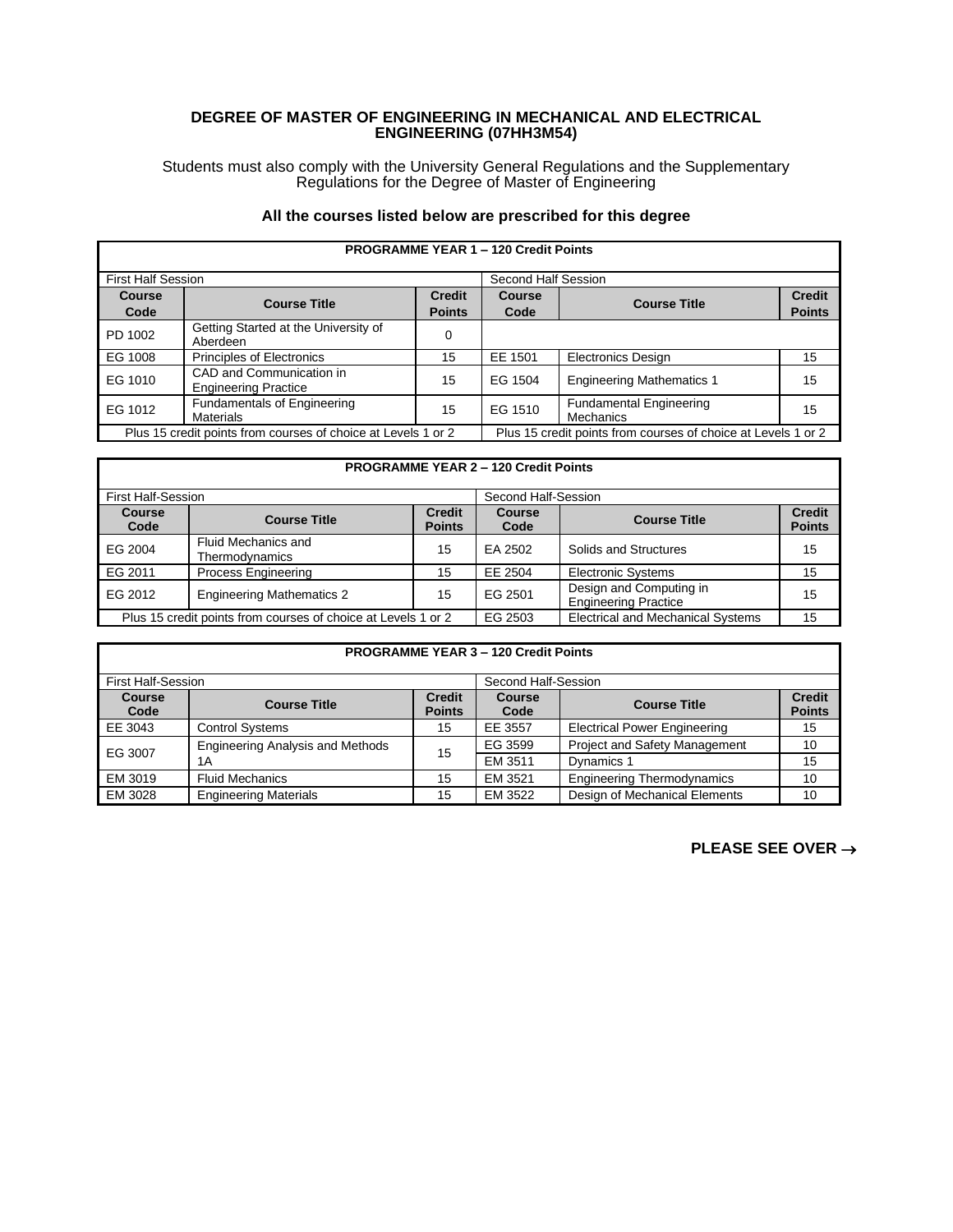# DEGREE OF MASTER OF ENGINEERING IN MECHANICAL AND ELECTRICAL ENGINEERING (07HH3M54)

Students must also comply with the University General Regulations and the Supplementary Regulations for the Degree of Master of Engineering

**All the courses listed below are prescribed for this degree**

| **PROGRAMME YEAR 1 – 120 Credit Points** | | | | | |
|---|---|---|---|---|---|
| First Half Session | | | Second Half Session | | |
| **Course Code** | **Course Title** | **Credit Points** | **Course Code** | **Course Title** | **Credit Points** |
| PD 1002 | Getting Started at the University of Aberdeen | 0 | | | |
| EG 1008 | Principles of Electronics | 15 | EE 1501 | Electronics Design | 15 |
| EG 1010 | CAD and Communication in Engineering Practice | 15 | EG 1504 | Engineering Mathematics 1 | 15 |
| EG 1012 | Fundamentals of Engineering Materials | 15 | EG 1510 | Fundamental Engineering Mechanics | 15 |
| Plus 15 credit points from courses of choice at Levels 1 or 2 | | | Plus 15 credit points from courses of choice at Levels 1 or 2 | | |

| **PROGRAMME YEAR 2 – 120 Credit Points** | | | | | |
|---|---|---|---|---|---|
| First Half-Session | | | Second Half-Session | | |
| **Course Code** | **Course Title** | **Credit Points** | **Course Code** | **Course Title** | **Credit Points** |
| EG 2004 | Fluid Mechanics and Thermodynamics | 15 | EA 2502 | Solids and Structures | 15 |
| EG 2011 | Process Engineering | 15 | EE 2504 | Electronic Systems | 15 |
| EG 2012 | Engineering Mathematics 2 | 15 | EG 2501 | Design and Computing in Engineering Practice | 15 |
| Plus 15 credit points from courses of choice at Levels 1 or 2 | | | EG 2503 | Electrical and Mechanical Systems | 15 |

| **PROGRAMME YEAR 3 – 120 Credit Points** | | | | | |
|---|---|---|---|---|---|
| First Half-Session | | | Second Half-Session | | |
| **Course Code** | **Course Title** | **Credit Points** | **Course Code** | **Course Title** | **Credit Points** |
| EE 3043 | Control Systems | 15 | EE 3557 | Electrical Power Engineering | 15 |
| EG 3007 | Engineering Analysis and Methods 1A | 15 | EG 3599 | Project and Safety Management | 10 |
| | | | EM 3511 | Dynamics 1 | 15 |
| EM 3019 | Fluid Mechanics | 15 | EM 3521 | Engineering Thermodynamics | 10 |
| EM 3028 | Engineering Materials | 15 | EM 3522 | Design of Mechanical Elements | 10 |

**PLEASE SEE OVER →**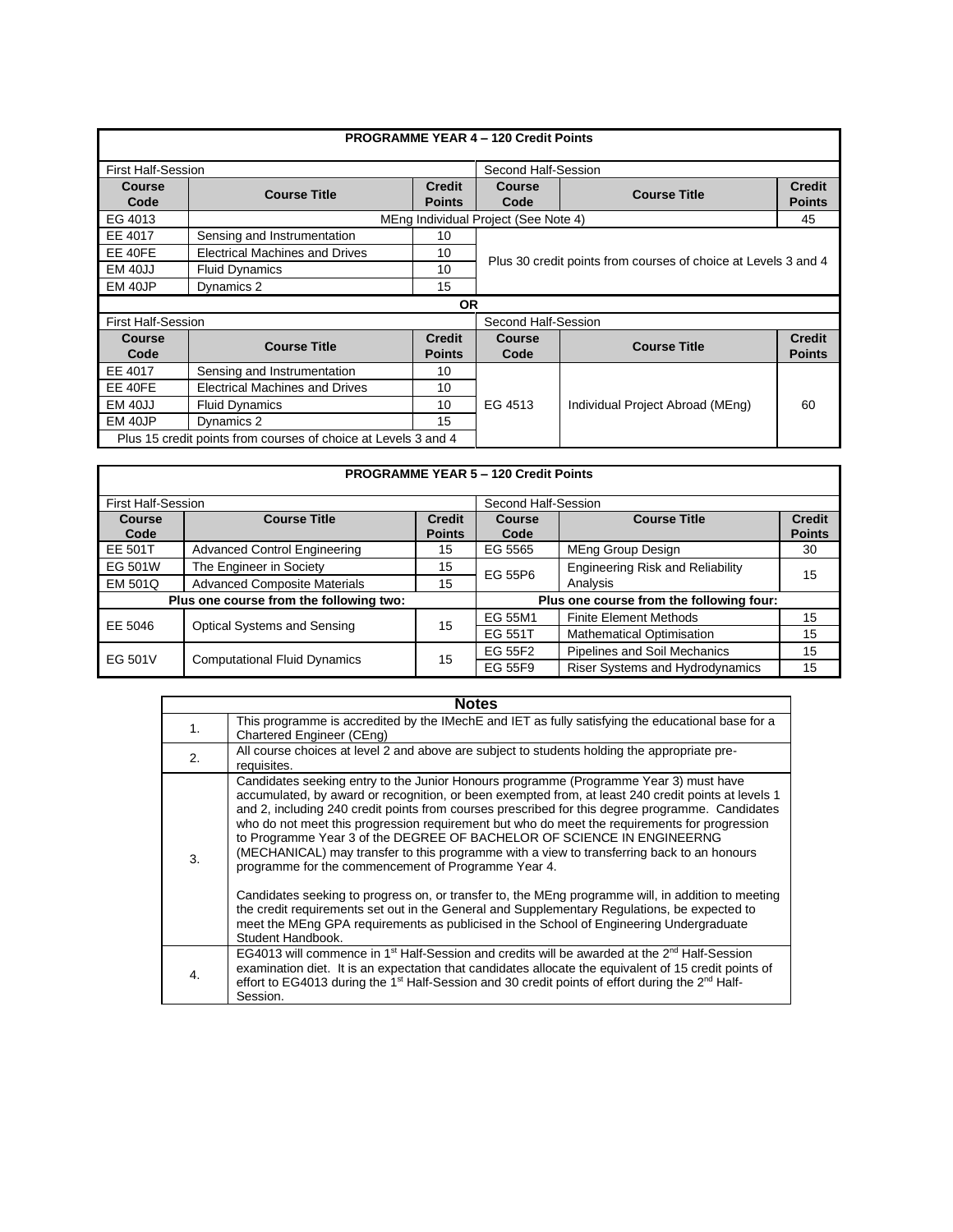| PROGRAMME YEAR 4 – 120 Credit Points | | | | | |
|---|---|---|---|---|---|
| First Half-Session | | | Second Half-Session | | |
| **Course Code** | **Course Title** | **Credit Points** | **Course Code** | **Course Title** | **Credit Points** |
| EG 4013 | MEng Individual Project (See Note 4) | | | | 45 |
| EE 4017 | Sensing and Instrumentation | 10 | Plus 30 credit points from courses of choice at Levels 3 and 4 | | |
| EE 40FE | Electrical Machines and Drives | 10 | | | |
| EM 40JJ | Fluid Dynamics | 10 | | | |
| EM 40JP | Dynamics 2 | 15 | | | |
| **OR** | | | | | |
| First Half-Session | | | Second Half-Session | | |
| **Course Code** | **Course Title** | **Credit Points** | **Course Code** | **Course Title** | **Credit Points** |
| EE 4017 | Sensing and Instrumentation | 10 | EG 4513 | Individual Project Abroad (MEng) | 60 |
| EE 40FE | Electrical Machines and Drives | 10 | | | |
| EM 40JJ | Fluid Dynamics | 10 | | | |
| EM 40JP | Dynamics 2 | 15 | | | |
| Plus 15 credit points from courses of choice at Levels 3 and 4 | | | | | |

| PROGRAMME YEAR 5 – 120 Credit Points | | | | | |
|---|---|---|---|---|---|
| First Half-Session | | | Second Half-Session | | |
| **Course Code** | **Course Title** | **Credit Points** | **Course Code** | **Course Title** | **Credit Points** |
| EE 501T | Advanced Control Engineering | 15 | EG 5565 | MEng Group Design | 30 |
| EG 501W | The Engineer in Society | 15 | EG 55P6 | Engineering Risk and Reliability Analysis | 15 |
| EM 501Q | Advanced Composite Materials | 15 | | | |
| **Plus one course from the following two:** | | | **Plus one course from the following four:** | | |
| EE 5046 | Optical Systems and Sensing | 15 | EG 55M1 | Finite Element Methods | 15 |
| | | | EG 551T | Mathematical Optimisation | 15 |
| EG 501V | Computational Fluid Dynamics | 15 | EG 55F2 | Pipelines and Soil Mechanics | 15 |
| | | | EG 55F9 | Riser Systems and Hydrodynamics | 15 |

| Notes | |
|---|---|
| 1. | This programme is accredited by the IMechE and IET as fully satisfying the educational base for a Chartered Engineer (CEng) |
| 2. | All course choices at level 2 and above are subject to students holding the appropriate pre-requisites. |
| 3. | Candidates seeking entry to the Junior Honours programme (Programme Year 3) must have accumulated, by award or recognition, or been exempted from, at least 240 credit points at levels 1 and 2, including 240 credit points from courses prescribed for this degree programme. Candidates who do not meet this progression requirement but who do meet the requirements for progression to Programme Year 3 of the DEGREE OF BACHELOR OF SCIENCE IN ENGINEERNG (MECHANICAL) may transfer to this programme with a view to transferring back to an honours programme for the commencement of Programme Year 4. <br><br> Candidates seeking to progress on, or transfer to, the MEng programme will, in addition to meeting the credit requirements set out in the General and Supplementary Regulations, be expected to meet the MEng GPA requirements as publicised in the School of Engineering Undergraduate Student Handbook. |
| 4. | EG4013 will commence in 1st Half-Session and credits will be awarded at the 2nd Half-Session examination diet. It is an expectation that candidates allocate the equivalent of 15 credit points of effort to EG4013 during the 1st Half-Session and 30 credit points of effort during the 2nd Half-Session. |